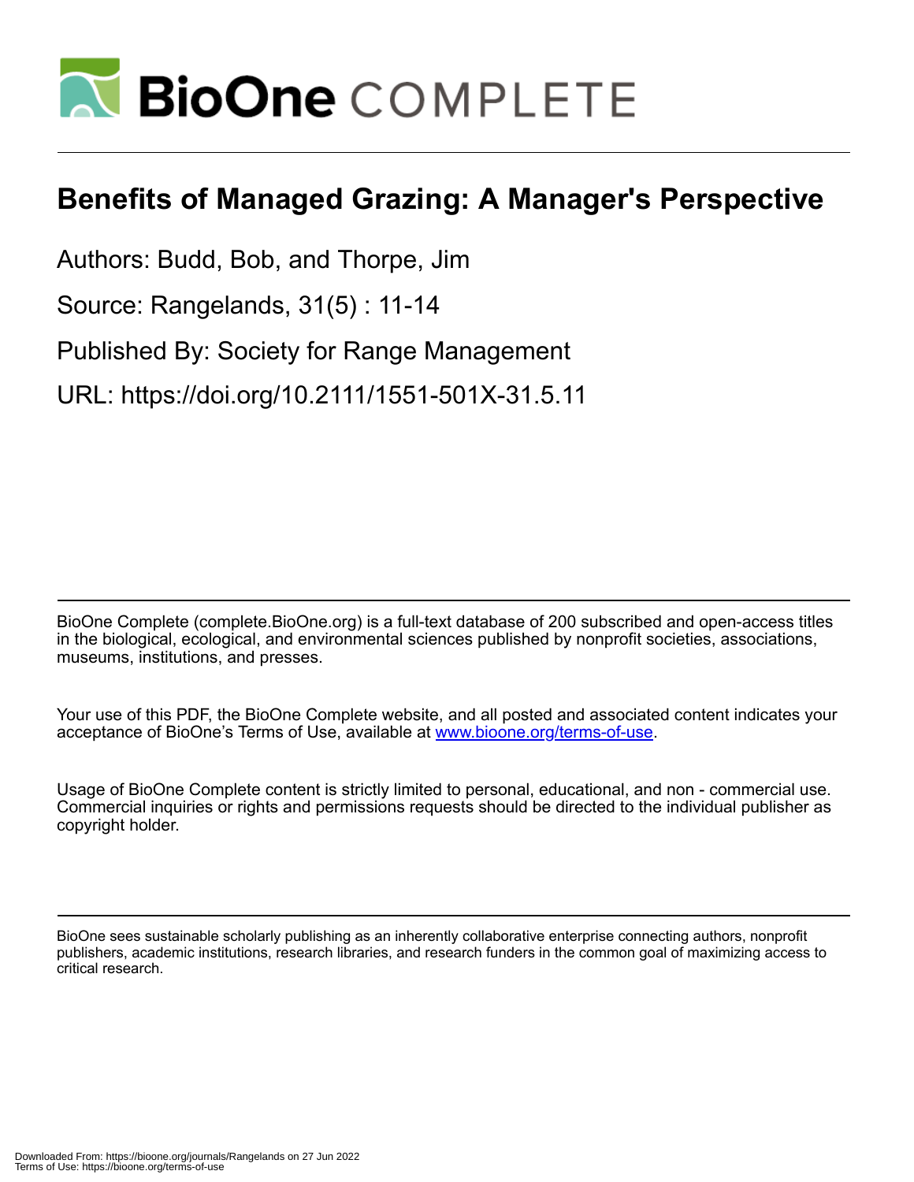# Benefits of Managed Grazing: A Manager's Perspective

Authors: Budd, Bob, and Thorpe, Jim

Source: Rangelands, 31(5) : 11-14

Published By: Society for Range Management

URL: https://doi.org/10.2111/1551-501X-31.5.11

BioOne Complete (complete.BioOne.org) is a full-text database of 200 subscribed and open-access titles in the biological, ecological, and environmental sciences published by nonprofit societies, associations, museums, institutions, and presses.

Your use of this PDF, the BioOne Complete website, and all posted and associated content indicates your acceptance of BioOne's Terms of Use, available at www.bioone.org/terms-of-use.

Usage of BioOne Complete content is strictly limited to personal, educational, and non - commercial use. Commercial inquiries or rights and permissions requests should be directed to the individual publisher as copyright holder.

BioOne sees sustainable scholarly publishing as an inherently collaborative enterprise connecting authors, nonprofit publishers, academic institutions, research libraries, and research funders in the common goal of maximizing access to critical research.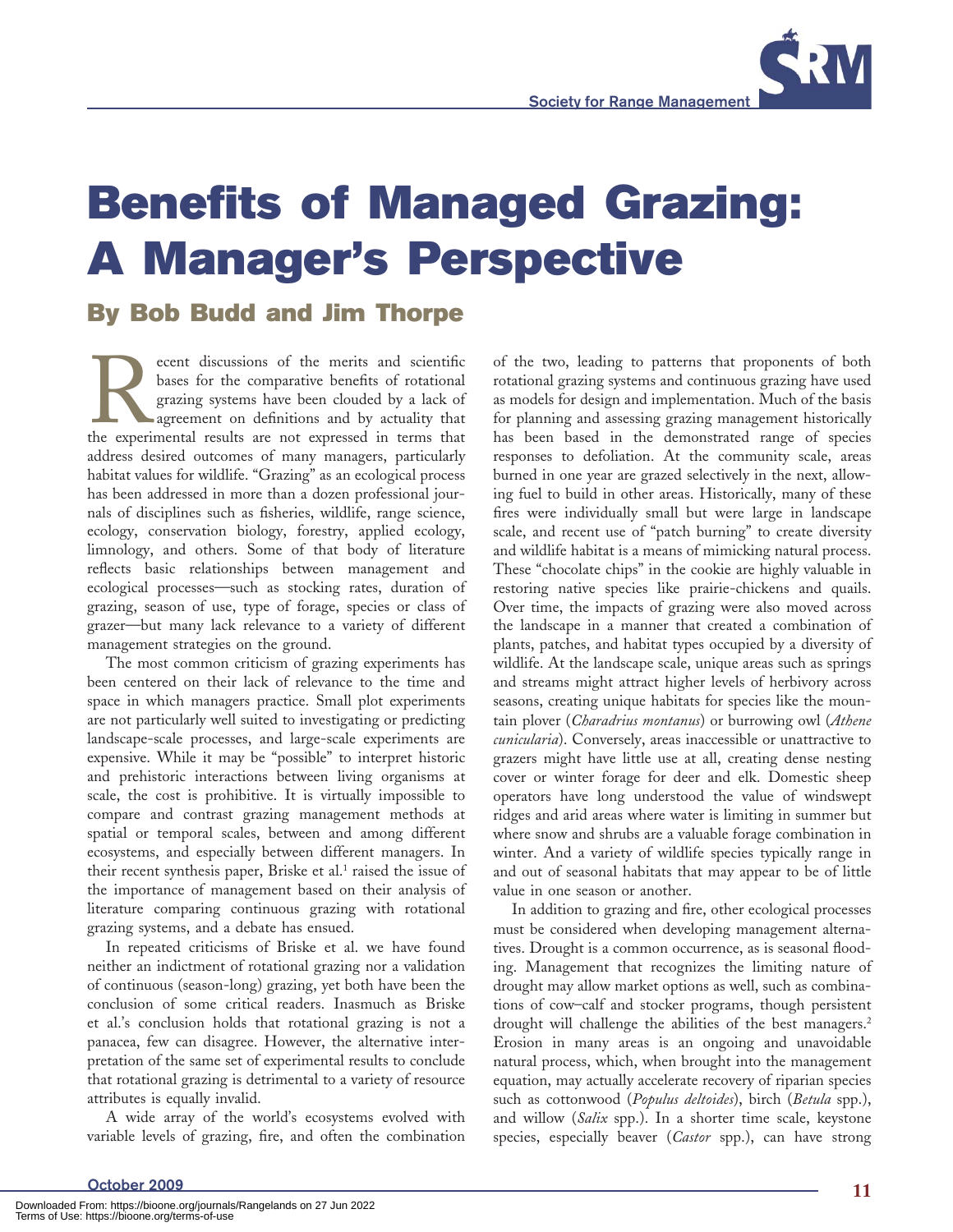# Benefits of Managed Grazing: A Manager's Perspective

## By Bob Budd and Jim Thorpe

Recent discussions of the merits and scientific bases for the comparative benefits of rotational grazing systems have been clouded by a lack of agreement on definitions and by actuality that the experimental results are not expressed in terms that address desired outcomes of many managers, particularly habitat values for wildlife. "Grazing" as an ecological process has been addressed in more than a dozen professional journals of disciplines such as fisheries, wildlife, range science, ecology, conservation biology, forestry, applied ecology, limnology, and others. Some of that body of literature reflects basic relationships between management and ecological processes—such as stocking rates, duration of grazing, season of use, type of forage, species or class of grazer—but many lack relevance to a variety of different management strategies on the ground.

The most common criticism of grazing experiments has been centered on their lack of relevance to the time and space in which managers practice. Small plot experiments are not particularly well suited to investigating or predicting landscape-scale processes, and large-scale experiments are expensive. While it may be "possible" to interpret historic and prehistoric interactions between living organisms at scale, the cost is prohibitive. It is virtually impossible to compare and contrast grazing management methods at spatial or temporal scales, between and among different ecosystems, and especially between different managers. In their recent synthesis paper, Briske et al.[1] raised the issue of the importance of management based on their analysis of literature comparing continuous grazing with rotational grazing systems, and a debate has ensued.

In repeated criticisms of Briske et al. we have found neither an indictment of rotational grazing nor a validation of continuous (season-long) grazing, yet both have been the conclusion of some critical readers. Inasmuch as Briske et al.'s conclusion holds that rotational grazing is not a panacea, few can disagree. However, the alternative interpretation of the same set of experimental results to conclude that rotational grazing is detrimental to a variety of resource attributes is equally invalid.

A wide array of the world's ecosystems evolved with variable levels of grazing, fire, and often the combination of the two, leading to patterns that proponents of both rotational grazing systems and continuous grazing have used as models for design and implementation. Much of the basis for planning and assessing grazing management historically has been based in the demonstrated range of species responses to defoliation. At the community scale, areas burned in one year are grazed selectively in the next, allowing fuel to build in other areas. Historically, many of these fires were individually small but were large in landscape scale, and recent use of "patch burning" to create diversity and wildlife habitat is a means of mimicking natural process. These "chocolate chips" in the cookie are highly valuable in restoring native species like prairie-chickens and quails. Over time, the impacts of grazing were also moved across the landscape in a manner that created a combination of plants, patches, and habitat types occupied by a diversity of wildlife. At the landscape scale, unique areas such as springs and streams might attract higher levels of herbivory across seasons, creating unique habitats for species like the mountain plover (*Charadrius montanus*) or burrowing owl (*Athene cunicularia*). Conversely, areas inaccessible or unattractive to grazers might have little use at all, creating dense nesting cover or winter forage for deer and elk. Domestic sheep operators have long understood the value of windswept ridges and arid areas where water is limiting in summer but where snow and shrubs are a valuable forage combination in winter. And a variety of wildlife species typically range in and out of seasonal habitats that may appear to be of little value in one season or another.

In addition to grazing and fire, other ecological processes must be considered when developing management alternatives. Drought is a common occurrence, as is seasonal flooding. Management that recognizes the limiting nature of drought may allow market options as well, such as combinations of cow–calf and stocker programs, though persistent drought will challenge the abilities of the best managers.[2] Erosion in many areas is an ongoing and unavoidable natural process, which, when brought into the management equation, may actually accelerate recovery of riparian species such as cottonwood (*Populus deltoides*), birch (*Betula* spp.), and willow (*Salix* spp.). In a shorter time scale, keystone species, especially beaver (*Castor* spp.), can have strong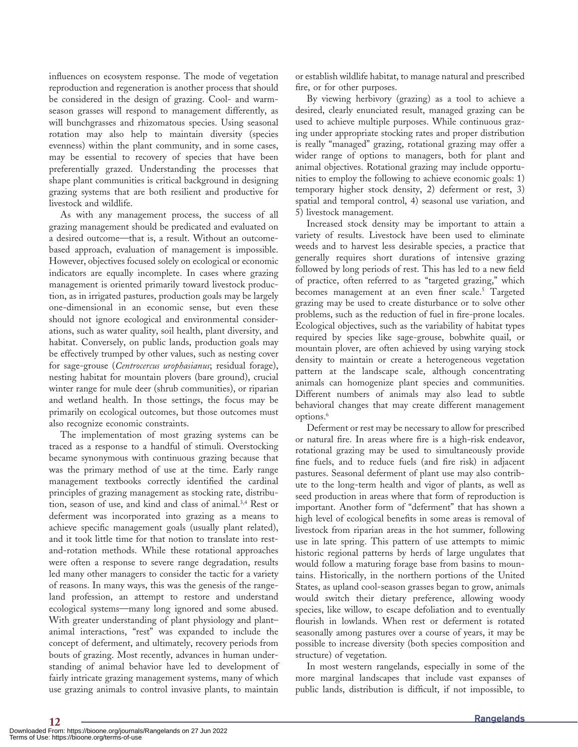influences on ecosystem response. The mode of vegetation reproduction and regeneration is another process that should be considered in the design of grazing. Cool- and warm-season grasses will respond to management differently, as will bunchgrasses and rhizomatous species. Using seasonal rotation may also help to maintain diversity (species evenness) within the plant community, and in some cases, may be essential to recovery of species that have been preferentially grazed. Understanding the processes that shape plant communities is critical background in designing grazing systems that are both resilient and productive for livestock and wildlife.

As with any management process, the success of all grazing management should be predicated and evaluated on a desired outcome—that is, a result. Without an outcome-based approach, evaluation of management is impossible. However, objectives focused solely on ecological or economic indicators are equally incomplete. In cases where grazing management is oriented primarily toward livestock production, as in irrigated pastures, production goals may be largely one-dimensional in an economic sense, but even these should not ignore ecological and environmental considerations, such as water quality, soil health, plant diversity, and habitat. Conversely, on public lands, production goals may be effectively trumped by other values, such as nesting cover for sage-grouse (*Centrocercus urophasianus*; residual forage), nesting habitat for mountain plovers (bare ground), crucial winter range for mule deer (shrub communities), or riparian and wetland health. In those settings, the focus may be primarily on ecological outcomes, but those outcomes must also recognize economic constraints.

The implementation of most grazing systems can be traced as a response to a handful of stimuli. Overstocking became synonymous with continuous grazing because that was the primary method of use at the time. Early range management textbooks correctly identified the cardinal principles of grazing management as stocking rate, distribution, season of use, and kind and class of animal.[3,4] Rest or deferment was incorporated into grazing as a means to achieve specific management goals (usually plant related), and it took little time for that notion to translate into rest-and-rotation methods. While these rotational approaches were often a response to severe range degradation, results led many other managers to consider the tactic for a variety of reasons. In many ways, this was the genesis of the rangeland profession, an attempt to restore and understand ecological systems—many long ignored and some abused. With greater understanding of plant physiology and plant–animal interactions, "rest" was expanded to include the concept of deferment, and ultimately, recovery periods from bouts of grazing. Most recently, advances in human understanding of animal behavior have led to development of fairly intricate grazing management systems, many of which use grazing animals to control invasive plants, to maintain or establish wildlife habitat, to manage natural and prescribed fire, or for other purposes.

By viewing herbivory (grazing) as a tool to achieve a desired, clearly enunciated result, managed grazing can be used to achieve multiple purposes. While continuous grazing under appropriate stocking rates and proper distribution is really "managed" grazing, rotational grazing may offer a wider range of options to managers, both for plant and animal objectives. Rotational grazing may include opportunities to employ the following to achieve economic goals: 1) temporary higher stock density, 2) deferment or rest, 3) spatial and temporal control, 4) seasonal use variation, and 5) livestock management.

Increased stock density may be important to attain a variety of results. Livestock have been used to eliminate weeds and to harvest less desirable species, a practice that generally requires short durations of intensive grazing followed by long periods of rest. This has led to a new field of practice, often referred to as "targeted grazing," which becomes management at an even finer scale.[5] Targeted grazing may be used to create disturbance or to solve other problems, such as the reduction of fuel in fire-prone locales. Ecological objectives, such as the variability of habitat types required by species like sage-grouse, bobwhite quail, or mountain plover, are often achieved by using varying stock density to maintain or create a heterogeneous vegetation pattern at the landscape scale, although concentrating animals can homogenize plant species and communities. Different numbers of animals may also lead to subtle behavioral changes that may create different management options.[6]

Deferment or rest may be necessary to allow for prescribed or natural fire. In areas where fire is a high-risk endeavor, rotational grazing may be used to simultaneously provide fine fuels, and to reduce fuels (and fire risk) in adjacent pastures. Seasonal deferment of plant use may also contribute to the long-term health and vigor of plants, as well as seed production in areas where that form of reproduction is important. Another form of "deferment" that has shown a high level of ecological benefits in some areas is removal of livestock from riparian areas in the hot summer, following use in late spring. This pattern of use attempts to mimic historic regional patterns by herds of large ungulates that would follow a maturing forage base from basins to mountains. Historically, in the northern portions of the United States, as upland cool-season grasses began to grow, animals would switch their dietary preference, allowing woody species, like willow, to escape defoliation and to eventually flourish in lowlands. When rest or deferment is rotated seasonally among pastures over a course of years, it may be possible to increase diversity (both species composition and structure) of vegetation.

In most western rangelands, especially in some of the more marginal landscapes that include vast expanses of public lands, distribution is difficult, if not impossible, to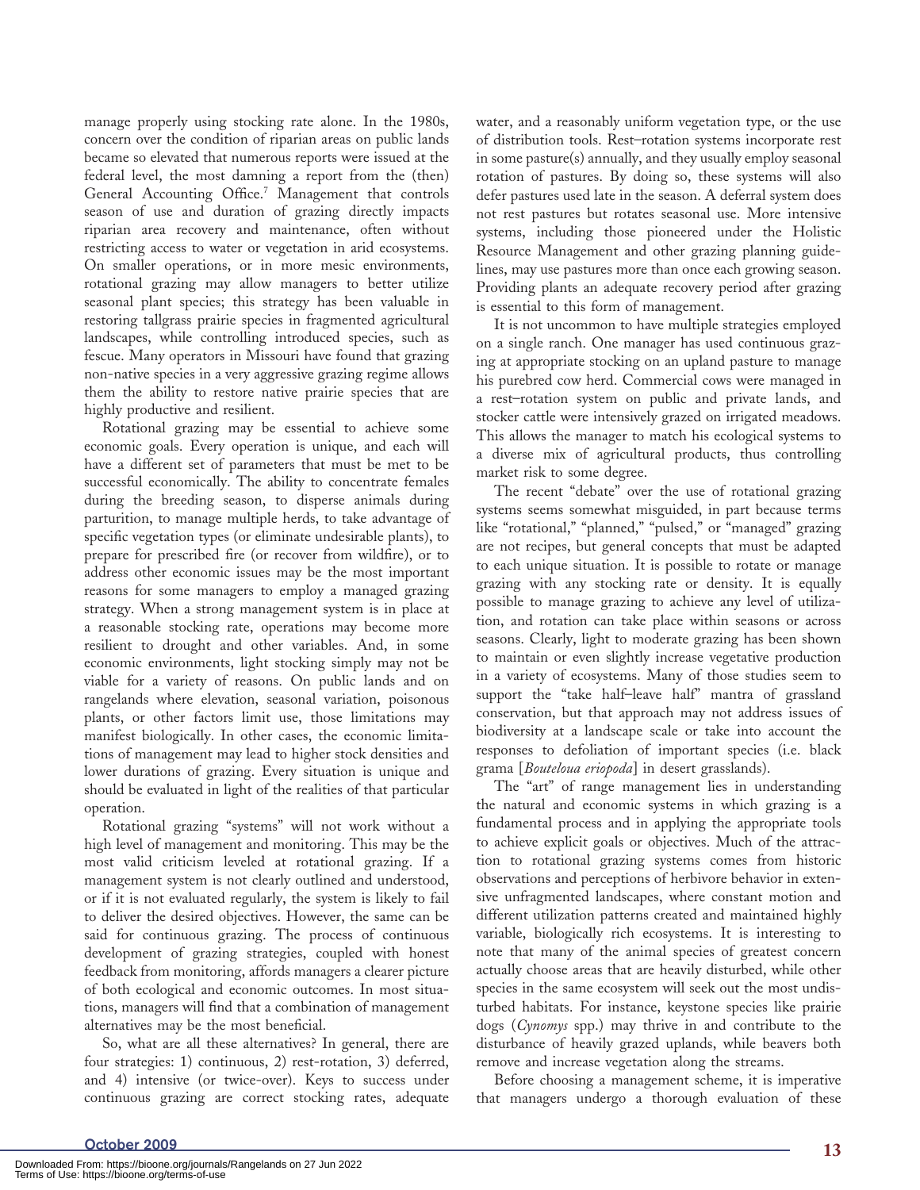manage properly using stocking rate alone. In the 1980s, concern over the condition of riparian areas on public lands became so elevated that numerous reports were issued at the federal level, the most damning a report from the (then) General Accounting Office.[7] Management that controls season of use and duration of grazing directly impacts riparian area recovery and maintenance, often without restricting access to water or vegetation in arid ecosystems. On smaller operations, or in more mesic environments, rotational grazing may allow managers to better utilize seasonal plant species; this strategy has been valuable in restoring tallgrass prairie species in fragmented agricultural landscapes, while controlling introduced species, such as fescue. Many operators in Missouri have found that grazing non-native species in a very aggressive grazing regime allows them the ability to restore native prairie species that are highly productive and resilient.

Rotational grazing may be essential to achieve some economic goals. Every operation is unique, and each will have a different set of parameters that must be met to be successful economically. The ability to concentrate females during the breeding season, to disperse animals during parturition, to manage multiple herds, to take advantage of specific vegetation types (or eliminate undesirable plants), to prepare for prescribed fire (or recover from wildfire), or to address other economic issues may be the most important reasons for some managers to employ a managed grazing strategy. When a strong management system is in place at a reasonable stocking rate, operations may become more resilient to drought and other variables. And, in some economic environments, light stocking simply may not be viable for a variety of reasons. On public lands and on rangelands where elevation, seasonal variation, poisonous plants, or other factors limit use, those limitations may manifest biologically. In other cases, the economic limitations of management may lead to higher stock densities and lower durations of grazing. Every situation is unique and should be evaluated in light of the realities of that particular operation.

Rotational grazing "systems" will not work without a high level of management and monitoring. This may be the most valid criticism leveled at rotational grazing. If a management system is not clearly outlined and understood, or if it is not evaluated regularly, the system is likely to fail to deliver the desired objectives. However, the same can be said for continuous grazing. The process of continuous development of grazing strategies, coupled with honest feedback from monitoring, affords managers a clearer picture of both ecological and economic outcomes. In most situations, managers will find that a combination of management alternatives may be the most beneficial.

So, what are all these alternatives? In general, there are four strategies: 1) continuous, 2) rest-rotation, 3) deferred, and 4) intensive (or twice-over). Keys to success under continuous grazing are correct stocking rates, adequate water, and a reasonably uniform vegetation type, or the use of distribution tools. Rest–rotation systems incorporate rest in some pasture(s) annually, and they usually employ seasonal rotation of pastures. By doing so, these systems will also defer pastures used late in the season. A deferral system does not rest pastures but rotates seasonal use. More intensive systems, including those pioneered under the Holistic Resource Management and other grazing planning guidelines, may use pastures more than once each growing season. Providing plants an adequate recovery period after grazing is essential to this form of management.

It is not uncommon to have multiple strategies employed on a single ranch. One manager has used continuous grazing at appropriate stocking on an upland pasture to manage his purebred cow herd. Commercial cows were managed in a rest–rotation system on public and private lands, and stocker cattle were intensively grazed on irrigated meadows. This allows the manager to match his ecological systems to a diverse mix of agricultural products, thus controlling market risk to some degree.

The recent "debate" over the use of rotational grazing systems seems somewhat misguided, in part because terms like "rotational," "planned," "pulsed," or "managed" grazing are not recipes, but general concepts that must be adapted to each unique situation. It is possible to rotate or manage grazing with any stocking rate or density. It is equally possible to manage grazing to achieve any level of utilization, and rotation can take place within seasons or across seasons. Clearly, light to moderate grazing has been shown to maintain or even slightly increase vegetative production in a variety of ecosystems. Many of those studies seem to support the "take half–leave half" mantra of grassland conservation, but that approach may not address issues of biodiversity at a landscape scale or take into account the responses to defoliation of important species (i.e. black grama [*Bouteloua eriopoda*] in desert grasslands).

The "art" of range management lies in understanding the natural and economic systems in which grazing is a fundamental process and in applying the appropriate tools to achieve explicit goals or objectives. Much of the attraction to rotational grazing systems comes from historic observations and perceptions of herbivore behavior in extensive unfragmented landscapes, where constant motion and different utilization patterns created and maintained highly variable, biologically rich ecosystems. It is interesting to note that many of the animal species of greatest concern actually choose areas that are heavily disturbed, while other species in the same ecosystem will seek out the most undisturbed habitats. For instance, keystone species like prairie dogs (*Cynomys* spp.) may thrive in and contribute to the disturbance of heavily grazed uplands, while beavers both remove and increase vegetation along the streams.

Before choosing a management scheme, it is imperative that managers undergo a thorough evaluation of these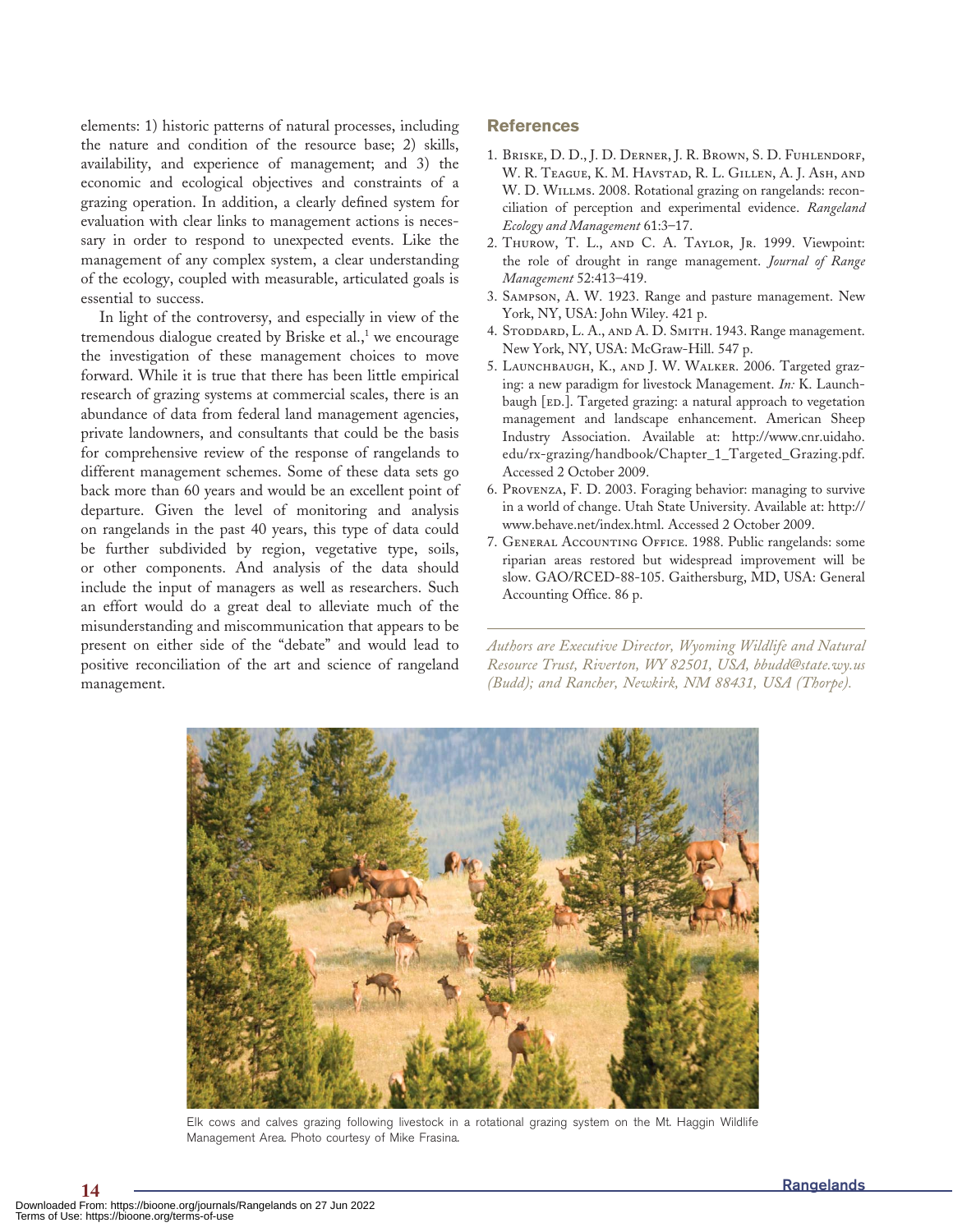elements: 1) historic patterns of natural processes, including the nature and condition of the resource base; 2) skills, availability, and experience of management; and 3) the economic and ecological objectives and constraints of a grazing operation. In addition, a clearly defined system for evaluation with clear links to management actions is necessary in order to respond to unexpected events. Like the management of any complex system, a clear understanding of the ecology, coupled with measurable, articulated goals is essential to success.

In light of the controversy, and especially in view of the tremendous dialogue created by Briske et al.,[1] we encourage the investigation of these management choices to move forward. While it is true that there has been little empirical research of grazing systems at commercial scales, there is an abundance of data from federal land management agencies, private landowners, and consultants that could be the basis for comprehensive review of the response of rangelands to different management schemes. Some of these data sets go back more than 60 years and would be an excellent point of departure. Given the level of monitoring and analysis on rangelands in the past 40 years, this type of data could be further subdivided by region, vegetative type, soils, or other components. And analysis of the data should include the input of managers as well as researchers. Such an effort would do a great deal to alleviate much of the misunderstanding and miscommunication that appears to be present on either side of the "debate" and would lead to positive reconciliation of the art and science of rangeland management.

## References

1. Briske, D. D., J. D. Derner, J. R. Brown, S. D. Fuhlendorf, W. R. Teague, K. M. Havstad, R. L. Gillen, A. J. Ash, and W. D. Willms. 2008. Rotational grazing on rangelands: reconciliation of perception and experimental evidence. *Rangeland Ecology and Management* 61:3–17.
2. Thurow, T. L., and C. A. Taylor, Jr. 1999. Viewpoint: the role of drought in range management. *Journal of Range Management* 52:413–419.
3. Sampson, A. W. 1923. Range and pasture management. New York, NY, USA: John Wiley. 421 p.
4. Stoddard, L. A., and A. D. Smith. 1943. Range management. New York, NY, USA: McGraw-Hill. 547 p.
5. Launchbaugh, K., and J. W. Walker. 2006. Targeted grazing: a new paradigm for livestock Management. *In:* K. Launchbaugh [ed.]. Targeted grazing: a natural approach to vegetation management and landscape enhancement. American Sheep Industry Association. Available at: http://www.cnr.uidaho.edu/rx-grazing/handbook/Chapter_1_Targeted_Grazing.pdf. Accessed 2 October 2009.
6. Provenza, F. D. 2003. Foraging behavior: managing to survive in a world of change. Utah State University. Available at: http://www.behave.net/index.html. Accessed 2 October 2009.
7. General Accounting Office. 1988. Public rangelands: some riparian areas restored but widespread improvement will be slow. GAO/RCED-88-105. Gaithersburg, MD, USA: General Accounting Office. 86 p.

*Authors are Executive Director, Wyoming Wildlife and Natural Resource Trust, Riverton, WY 82501, USA, bbudd@state.wy.us (Budd); and Rancher, Newkirk, NM 88431, USA (Thorpe).*

Elk cows and calves grazing following livestock in a rotational grazing system on the Mt. Haggin Wildlife Management Area. Photo courtesy of Mike Frasina.